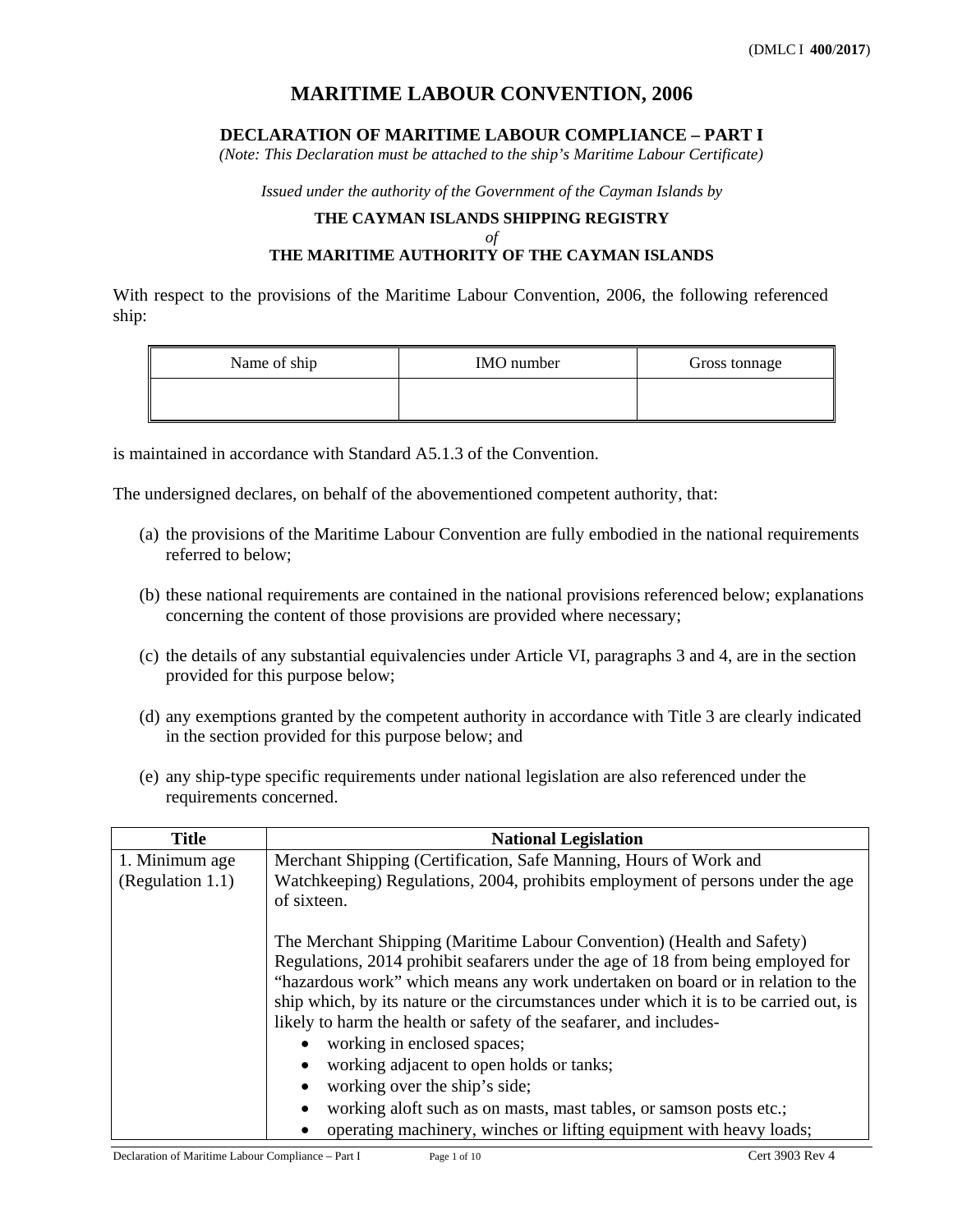(DMLC I **400**/**2017**)

# MARITIME LABOUR CONVENTION, 2006

## DECLARATION OF MARITIME LABOUR COMPLIANCE – PART I

*(Note: This Declaration must be attached to the ship's Maritime Labour Certificate)*

*Issued under the authority of the Government of the Cayman Islands by*

**THE CAYMAN ISLANDS SHIPPING REGISTRY**

*of*

**THE MARITIME AUTHORITY OF THE CAYMAN ISLANDS**

With respect to the provisions of the Maritime Labour Convention, 2006, the following referenced ship:

| Name of ship | IMO number | Gross tonnage |
|---|---|---|
| | | |

is maintained in accordance with Standard A5.1.3 of the Convention.

The undersigned declares, on behalf of the abovementioned competent authority, that:

(a) the provisions of the Maritime Labour Convention are fully embodied in the national requirements referred to below;

(b) these national requirements are contained in the national provisions referenced below; explanations concerning the content of those provisions are provided where necessary;

(c) the details of any substantial equivalencies under Article VI, paragraphs 3 and 4, are in the section provided for this purpose below;

(d) any exemptions granted by the competent authority in accordance with Title 3 are clearly indicated in the section provided for this purpose below; and

(e) any ship-type specific requirements under national legislation are also referenced under the requirements concerned.

| Title | National Legislation |
|---|---|
| 1. Minimum age (Regulation 1.1) | Merchant Shipping (Certification, Safe Manning, Hours of Work and Watchkeeping) Regulations, 2004, prohibits employment of persons under the age of sixteen.<br><br>The Merchant Shipping (Maritime Labour Convention) (Health and Safety) Regulations, 2014 prohibit seafarers under the age of 18 from being employed for "hazardous work" which means any work undertaken on board or in relation to the ship which, by its nature or the circumstances under which it is to be carried out, is likely to harm the health or safety of the seafarer, and includes-<br>• working in enclosed spaces;<br>• working adjacent to open holds or tanks;<br>• working over the ship's side;<br>• working aloft such as on masts, mast tables, or samson posts etc.;<br>• operating machinery, winches or lifting equipment with heavy loads; |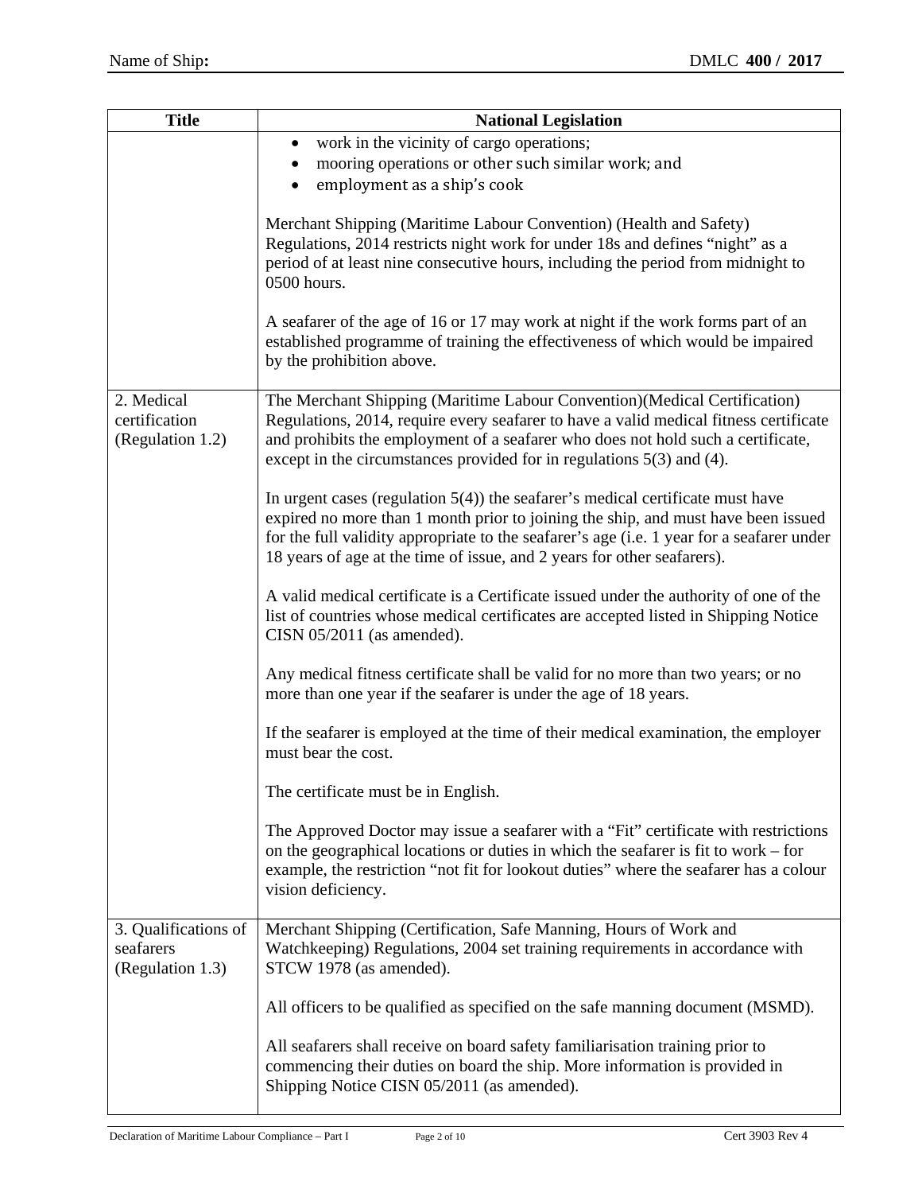| Title | National Legislation |
|---|---|
| | • work in the vicinity of cargo operations;<br>• mooring operations or other such similar work; and<br>• employment as a ship's cook<br><br>Merchant Shipping (Maritime Labour Convention) (Health and Safety) Regulations, 2014 restricts night work for under 18s and defines "night" as a period of at least nine consecutive hours, including the period from midnight to 0500 hours.<br><br>A seafarer of the age of 16 or 17 may work at night if the work forms part of an established programme of training the effectiveness of which would be impaired by the prohibition above. |
| 2. Medical certification (Regulation 1.2) | The Merchant Shipping (Maritime Labour Convention)(Medical Certification) Regulations, 2014, require every seafarer to have a valid medical fitness certificate and prohibits the employment of a seafarer who does not hold such a certificate, except in the circumstances provided for in regulations 5(3) and (4).<br><br>In urgent cases (regulation 5(4)) the seafarer's medical certificate must have expired no more than 1 month prior to joining the ship, and must have been issued for the full validity appropriate to the seafarer's age (i.e. 1 year for a seafarer under 18 years of age at the time of issue, and 2 years for other seafarers).<br><br>A valid medical certificate is a Certificate issued under the authority of one of the list of countries whose medical certificates are accepted listed in Shipping Notice CISN 05/2011 (as amended).<br><br>Any medical fitness certificate shall be valid for no more than two years; or no more than one year if the seafarer is under the age of 18 years.<br><br>If the seafarer is employed at the time of their medical examination, the employer must bear the cost.<br><br>The certificate must be in English.<br><br>The Approved Doctor may issue a seafarer with a "Fit" certificate with restrictions on the geographical locations or duties in which the seafarer is fit to work – for example, the restriction "not fit for lookout duties" where the seafarer has a colour vision deficiency. |
| 3. Qualifications of seafarers (Regulation 1.3) | Merchant Shipping (Certification, Safe Manning, Hours of Work and Watchkeeping) Regulations, 2004 set training requirements in accordance with STCW 1978 (as amended).<br><br>All officers to be qualified as specified on the safe manning document (MSMD).<br><br>All seafarers shall receive on board safety familiarisation training prior to commencing their duties on board the ship. More information is provided in Shipping Notice CISN 05/2011 (as amended). |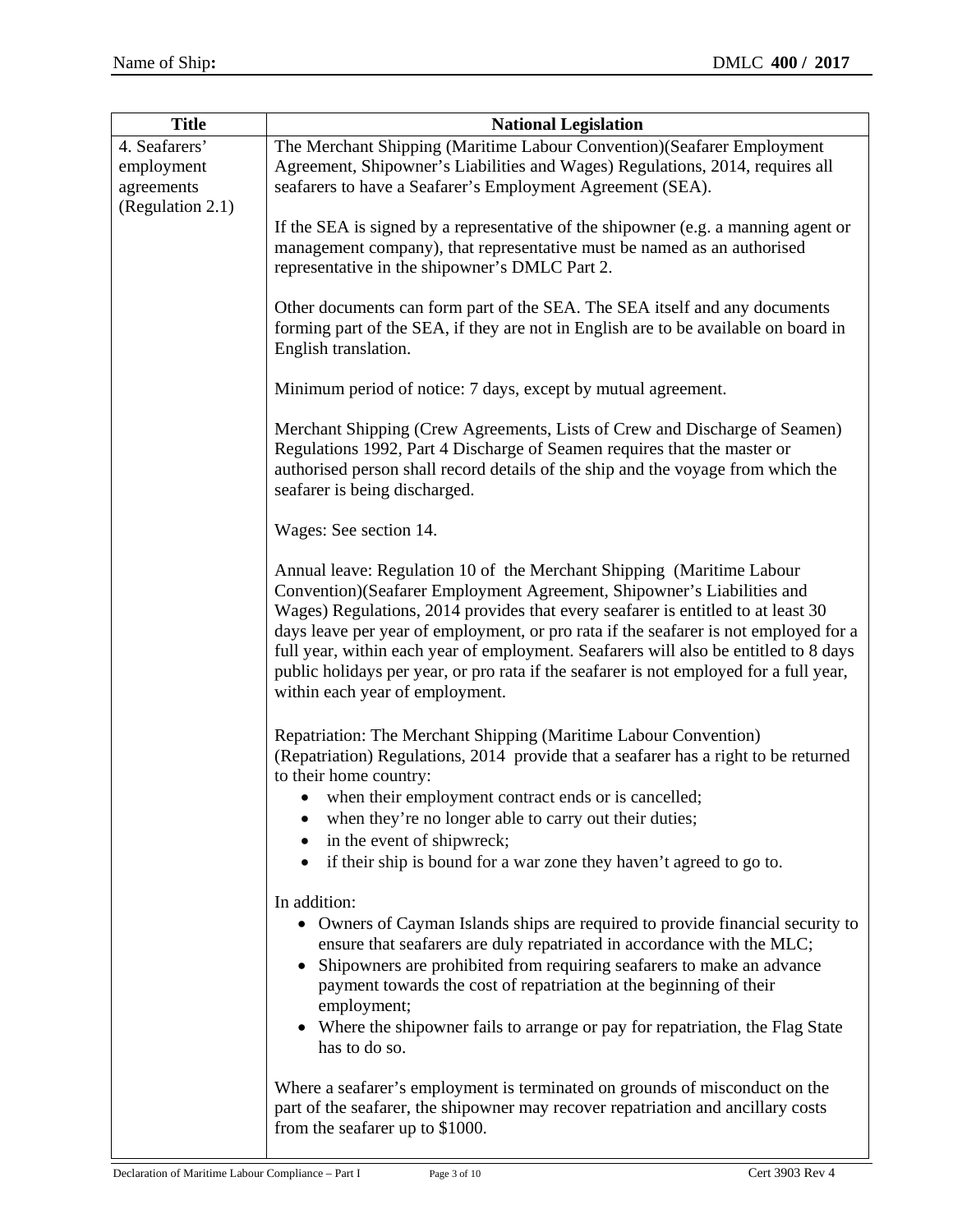| Title | National Legislation |
|---|---|
| 4. Seafarers' employment agreements (Regulation 2.1) | The Merchant Shipping (Maritime Labour Convention)(Seafarer Employment Agreement, Shipowner's Liabilities and Wages) Regulations, 2014, requires all seafarers to have a Seafarer's Employment Agreement (SEA).<br><br>If the SEA is signed by a representative of the shipowner (e.g. a manning agent or management company), that representative must be named as an authorised representative in the shipowner's DMLC Part 2.<br><br>Other documents can form part of the SEA. The SEA itself and any documents forming part of the SEA, if they are not in English are to be available on board in English translation.<br><br>Minimum period of notice: 7 days, except by mutual agreement.<br><br>Merchant Shipping (Crew Agreements, Lists of Crew and Discharge of Seamen) Regulations 1992, Part 4 Discharge of Seamen requires that the master or authorised person shall record details of the ship and the voyage from which the seafarer is being discharged.<br><br>Wages: See section 14.<br><br>Annual leave: Regulation 10 of the Merchant Shipping (Maritime Labour Convention)(Seafarer Employment Agreement, Shipowner's Liabilities and Wages) Regulations, 2014 provides that every seafarer is entitled to at least 30 days leave per year of employment, or pro rata if the seafarer is not employed for a full year, within each year of employment. Seafarers will also be entitled to 8 days public holidays per year, or pro rata if the seafarer is not employed for a full year, within each year of employment.<br><br>Repatriation: The Merchant Shipping (Maritime Labour Convention) (Repatriation) Regulations, 2014 provide that a seafarer has a right to be returned to their home country:<br>• when their employment contract ends or is cancelled;<br>• when they're no longer able to carry out their duties;<br>• in the event of shipwreck;<br>• if their ship is bound for a war zone they haven't agreed to go to.<br><br>In addition:<br>• Owners of Cayman Islands ships are required to provide financial security to ensure that seafarers are duly repatriated in accordance with the MLC;<br>• Shipowners are prohibited from requiring seafarers to make an advance payment towards the cost of repatriation at the beginning of their employment;<br>• Where the shipowner fails to arrange or pay for repatriation, the Flag State has to do so.<br><br>Where a seafarer's employment is terminated on grounds of misconduct on the part of the seafarer, the shipowner may recover repatriation and ancillary costs from the seafarer up to $1000. |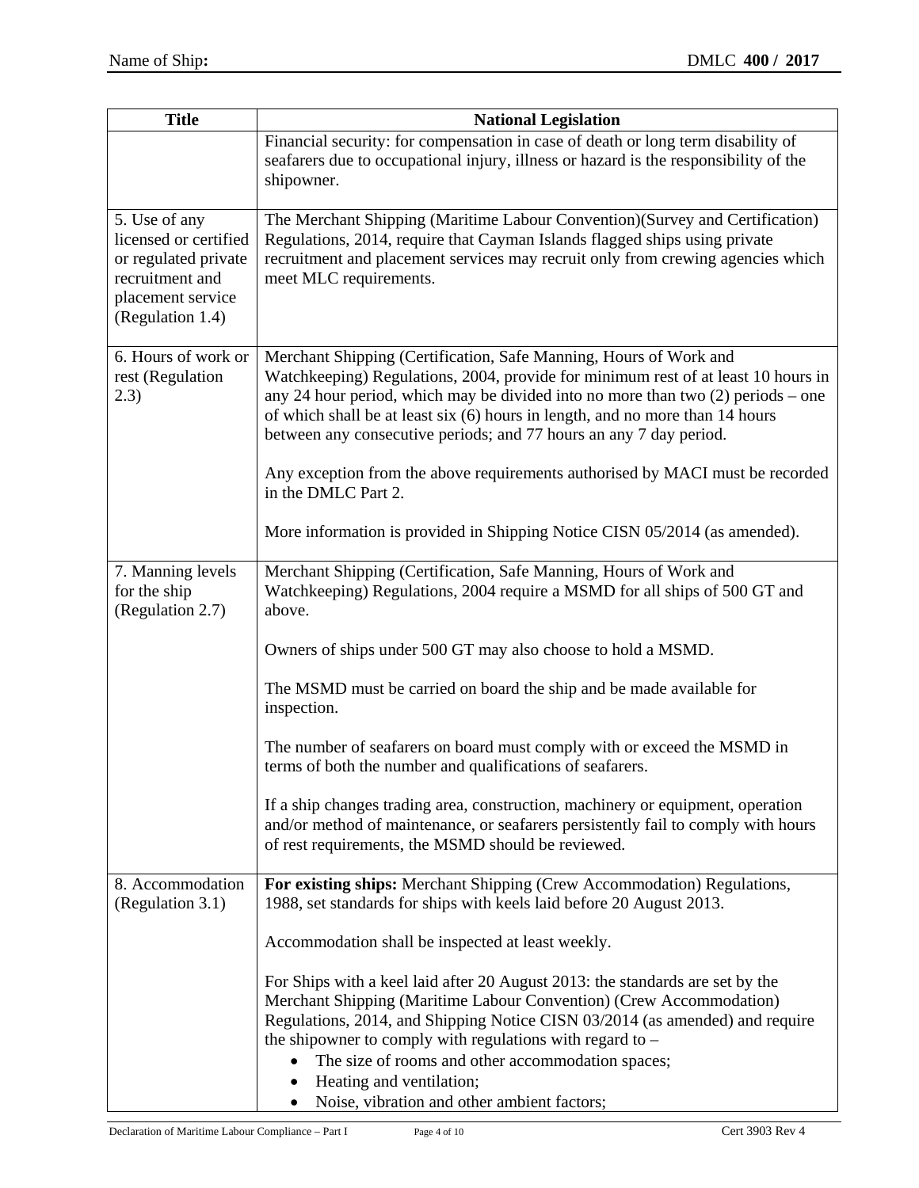| Title | National Legislation |
| --- | --- |
| | Financial security: for compensation in case of death or long term disability of seafarers due to occupational injury, illness or hazard is the responsibility of the shipowner. |
| 5. Use of any licensed or certified or regulated private recruitment and placement service (Regulation 1.4) | The Merchant Shipping (Maritime Labour Convention)(Survey and Certification) Regulations, 2014, require that Cayman Islands flagged ships using private recruitment and placement services may recruit only from crewing agencies which meet MLC requirements. |
| 6. Hours of work or rest (Regulation 2.3) | Merchant Shipping (Certification, Safe Manning, Hours of Work and Watchkeeping) Regulations, 2004, provide for minimum rest of at least 10 hours in any 24 hour period, which may be divided into no more than two (2) periods – one of which shall be at least six (6) hours in length, and no more than 14 hours between any consecutive periods; and 77 hours an any 7 day period.<br><br>Any exception from the above requirements authorised by MACI must be recorded in the DMLC Part 2.<br><br>More information is provided in Shipping Notice CISN 05/2014 (as amended). |
| 7. Manning levels for the ship (Regulation 2.7) | Merchant Shipping (Certification, Safe Manning, Hours of Work and Watchkeeping) Regulations, 2004 require a MSMD for all ships of 500 GT and above.<br><br>Owners of ships under 500 GT may also choose to hold a MSMD.<br><br>The MSMD must be carried on board the ship and be made available for inspection.<br><br>The number of seafarers on board must comply with or exceed the MSMD in terms of both the number and qualifications of seafarers.<br><br>If a ship changes trading area, construction, machinery or equipment, operation and/or method of maintenance, or seafarers persistently fail to comply with hours of rest requirements, the MSMD should be reviewed. |
| 8. Accommodation (Regulation 3.1) | **For existing ships:** Merchant Shipping (Crew Accommodation) Regulations, 1988, set standards for ships with keels laid before 20 August 2013.<br><br>Accommodation shall be inspected at least weekly.<br><br>For Ships with a keel laid after 20 August 2013: the standards are set by the Merchant Shipping (Maritime Labour Convention) (Crew Accommodation) Regulations, 2014, and Shipping Notice CISN 03/2014 (as amended) and require the shipowner to comply with regulations with regard to –<br>• The size of rooms and other accommodation spaces;<br>• Heating and ventilation;<br>• Noise, vibration and other ambient factors; |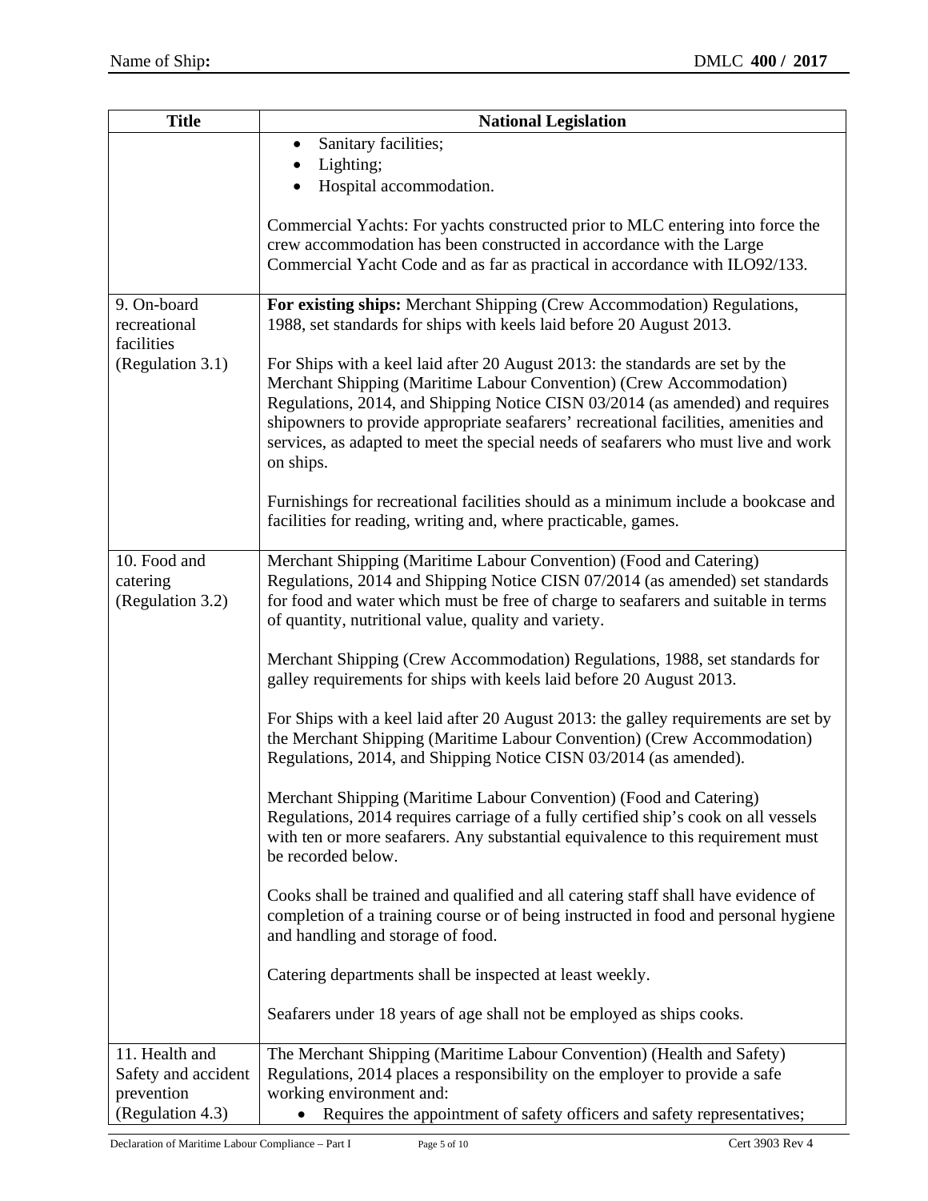| Title | National Legislation |
|---|---|
| | • Sanitary facilities;<br>• Lighting;<br>• Hospital accommodation.<br><br>Commercial Yachts: For yachts constructed prior to MLC entering into force the crew accommodation has been constructed in accordance with the Large Commercial Yacht Code and as far as practical in accordance with ILO92/133. |
| 9. On-board recreational facilities (Regulation 3.1) | **For existing ships:** Merchant Shipping (Crew Accommodation) Regulations, 1988, set standards for ships with keels laid before 20 August 2013.<br><br>For Ships with a keel laid after 20 August 2013: the standards are set by the Merchant Shipping (Maritime Labour Convention) (Crew Accommodation) Regulations, 2014, and Shipping Notice CISN 03/2014 (as amended) and requires shipowners to provide appropriate seafarers' recreational facilities, amenities and services, as adapted to meet the special needs of seafarers who must live and work on ships.<br><br>Furnishings for recreational facilities should as a minimum include a bookcase and facilities for reading, writing and, where practicable, games. |
| 10. Food and catering (Regulation 3.2) | Merchant Shipping (Maritime Labour Convention) (Food and Catering) Regulations, 2014 and Shipping Notice CISN 07/2014 (as amended) set standards for food and water which must be free of charge to seafarers and suitable in terms of quantity, nutritional value, quality and variety.<br><br>Merchant Shipping (Crew Accommodation) Regulations, 1988, set standards for galley requirements for ships with keels laid before 20 August 2013.<br><br>For Ships with a keel laid after 20 August 2013: the galley requirements are set by the Merchant Shipping (Maritime Labour Convention) (Crew Accommodation) Regulations, 2014, and Shipping Notice CISN 03/2014 (as amended).<br><br>Merchant Shipping (Maritime Labour Convention) (Food and Catering) Regulations, 2014 requires carriage of a fully certified ship's cook on all vessels with ten or more seafarers. Any substantial equivalence to this requirement must be recorded below.<br><br>Cooks shall be trained and qualified and all catering staff shall have evidence of completion of a training course or of being instructed in food and personal hygiene and handling and storage of food.<br><br>Catering departments shall be inspected at least weekly.<br><br>Seafarers under 18 years of age shall not be employed as ships cooks. |
| 11. Health and Safety and accident prevention (Regulation 4.3) | The Merchant Shipping (Maritime Labour Convention) (Health and Safety) Regulations, 2014 places a responsibility on the employer to provide a safe working environment and:<br>• Requires the appointment of safety officers and safety representatives; |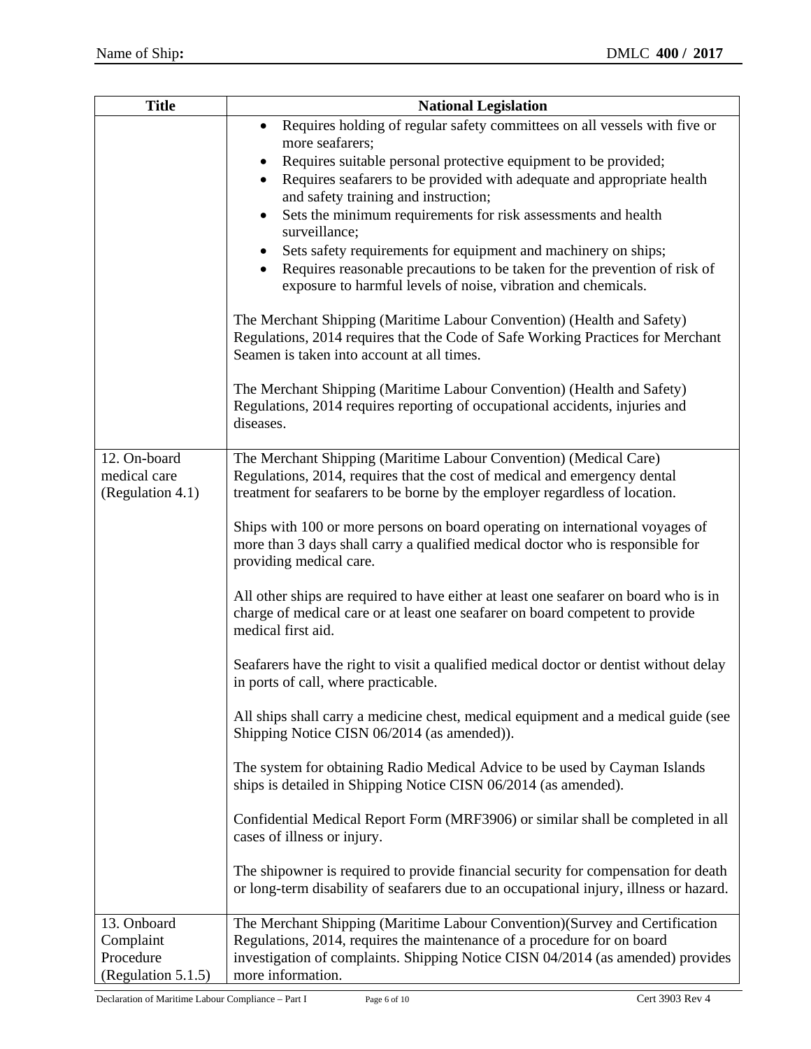| Title | National Legislation |
|---|---|
| | • Requires holding of regular safety committees on all vessels with five or more seafarers;<br>• Requires suitable personal protective equipment to be provided;<br>• Requires seafarers to be provided with adequate and appropriate health and safety training and instruction;<br>• Sets the minimum requirements for risk assessments and health surveillance;<br>• Sets safety requirements for equipment and machinery on ships;<br>• Requires reasonable precautions to be taken for the prevention of risk of exposure to harmful levels of noise, vibration and chemicals.<br><br>The Merchant Shipping (Maritime Labour Convention) (Health and Safety) Regulations, 2014 requires that the Code of Safe Working Practices for Merchant Seamen is taken into account at all times.<br><br>The Merchant Shipping (Maritime Labour Convention) (Health and Safety) Regulations, 2014 requires reporting of occupational accidents, injuries and diseases. |
| 12. On-board medical care (Regulation 4.1) | The Merchant Shipping (Maritime Labour Convention) (Medical Care) Regulations, 2014, requires that the cost of medical and emergency dental treatment for seafarers to be borne by the employer regardless of location.<br><br>Ships with 100 or more persons on board operating on international voyages of more than 3 days shall carry a qualified medical doctor who is responsible for providing medical care.<br><br>All other ships are required to have either at least one seafarer on board who is in charge of medical care or at least one seafarer on board competent to provide medical first aid.<br><br>Seafarers have the right to visit a qualified medical doctor or dentist without delay in ports of call, where practicable.<br><br>All ships shall carry a medicine chest, medical equipment and a medical guide (see Shipping Notice CISN 06/2014 (as amended)).<br><br>The system for obtaining Radio Medical Advice to be used by Cayman Islands ships is detailed in Shipping Notice CISN 06/2014 (as amended).<br><br>Confidential Medical Report Form (MRF3906) or similar shall be completed in all cases of illness or injury.<br><br>The shipowner is required to provide financial security for compensation for death or long-term disability of seafarers due to an occupational injury, illness or hazard. |
| 13. Onboard Complaint Procedure (Regulation 5.1.5) | The Merchant Shipping (Maritime Labour Convention)(Survey and Certification Regulations, 2014, requires the maintenance of a procedure for on board investigation of complaints. Shipping Notice CISN 04/2014 (as amended) provides more information. |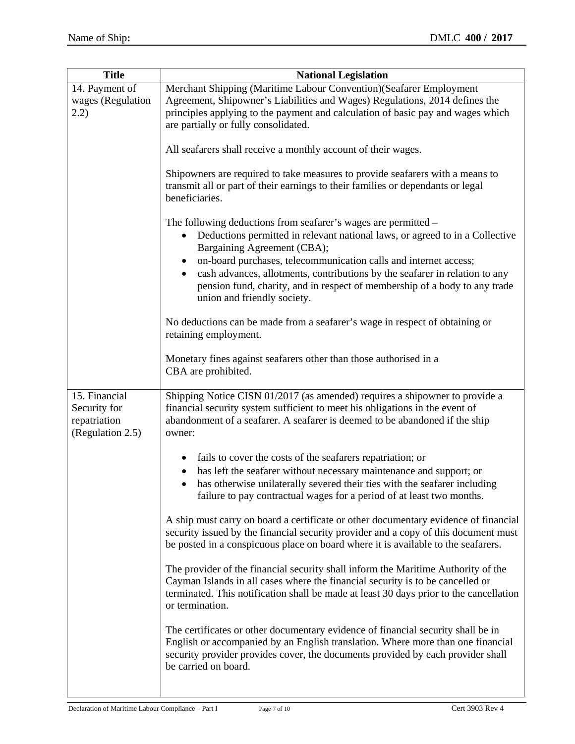| Title | National Legislation |
|---|---|
| 14. Payment of wages (Regulation 2.2) | Merchant Shipping (Maritime Labour Convention)(Seafarer Employment Agreement, Shipowner's Liabilities and Wages) Regulations, 2014 defines the principles applying to the payment and calculation of basic pay and wages which are partially or fully consolidated.<br><br>All seafarers shall receive a monthly account of their wages.<br><br>Shipowners are required to take measures to provide seafarers with a means to transmit all or part of their earnings to their families or dependants or legal beneficiaries.<br><br>The following deductions from seafarer's wages are permitted –<br>• Deductions permitted in relevant national laws, or agreed to in a Collective Bargaining Agreement (CBA);<br>• on-board purchases, telecommunication calls and internet access;<br>• cash advances, allotments, contributions by the seafarer in relation to any pension fund, charity, and in respect of membership of a body to any trade union and friendly society.<br><br>No deductions can be made from a seafarer's wage in respect of obtaining or retaining employment.<br><br>Monetary fines against seafarers other than those authorised in a CBA are prohibited. |
| 15. Financial Security for repatriation (Regulation 2.5) | Shipping Notice CISN 01/2017 (as amended) requires a shipowner to provide a financial security system sufficient to meet his obligations in the event of abandonment of a seafarer. A seafarer is deemed to be abandoned if the ship owner:<br><br>• fails to cover the costs of the seafarers repatriation; or<br>• has left the seafarer without necessary maintenance and support; or<br>• has otherwise unilaterally severed their ties with the seafarer including failure to pay contractual wages for a period of at least two months.<br><br>A ship must carry on board a certificate or other documentary evidence of financial security issued by the financial security provider and a copy of this document must be posted in a conspicuous place on board where it is available to the seafarers.<br><br>The provider of the financial security shall inform the Maritime Authority of the Cayman Islands in all cases where the financial security is to be cancelled or terminated. This notification shall be made at least 30 days prior to the cancellation or termination.<br><br>The certificates or other documentary evidence of financial security shall be in English or accompanied by an English translation. Where more than one financial security provider provides cover, the documents provided by each provider shall be carried on board. |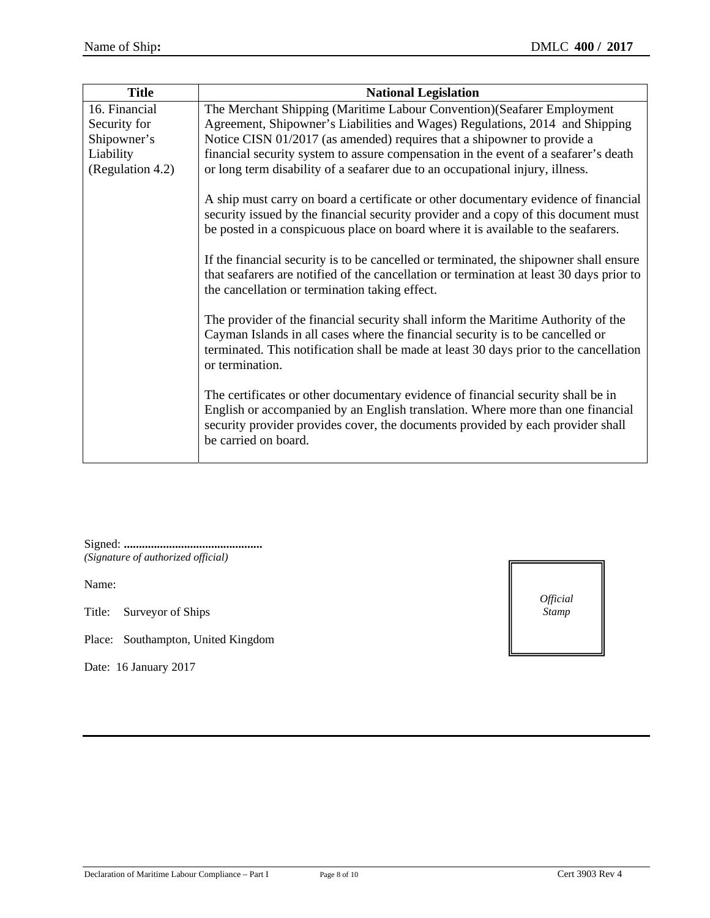| Title | National Legislation |
|---|---|
| 16. Financial Security for Shipowner's Liability (Regulation 4.2) | The Merchant Shipping (Maritime Labour Convention)(Seafarer Employment Agreement, Shipowner's Liabilities and Wages) Regulations, 2014 and Shipping Notice CISN 01/2017 (as amended) requires that a shipowner to provide a financial security system to assure compensation in the event of a seafarer's death or long term disability of a seafarer due to an occupational injury, illness.<br><br>A ship must carry on board a certificate or other documentary evidence of financial security issued by the financial security provider and a copy of this document must be posted in a conspicuous place on board where it is available to the seafarers.<br><br>If the financial security is to be cancelled or terminated, the shipowner shall ensure that seafarers are notified of the cancellation or termination at least 30 days prior to the cancellation or termination taking effect.<br><br>The provider of the financial security shall inform the Maritime Authority of the Cayman Islands in all cases where the financial security is to be cancelled or terminated. This notification shall be made at least 30 days prior to the cancellation or termination.<br><br>The certificates or other documentary evidence of financial security shall be in English or accompanied by an English translation. Where more than one financial security provider provides cover, the documents provided by each provider shall be carried on board. |

Signed: **.............................................**
*(Signature of authorized official)*

Name:

Title: Surveyor of Ships

Place: Southampton, United Kingdom

Date: 16 January 2017

*Official Stamp*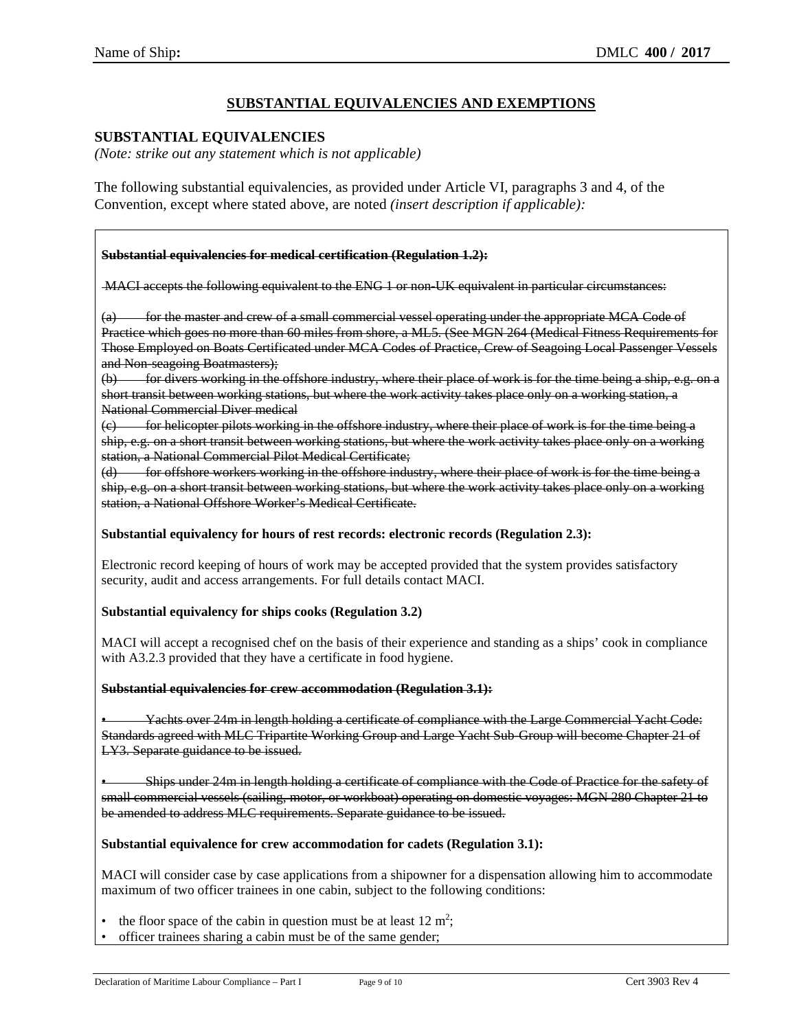## SUBSTANTIAL EQUIVALENCIES AND EXEMPTIONS

### SUBSTANTIAL EQUIVALENCIES

*(Note: strike out any statement which is not applicable)*

The following substantial equivalencies, as provided under Article VI, paragraphs 3 and 4, of the Convention, except where stated above, are noted *(insert description if applicable)*:

~~**Substantial equivalencies for medical certification (Regulation 1.2):**~~

~~MACI accepts the following equivalent to the ENG 1 or non-UK equivalent in particular circumstances:~~

~~(a) for the master and crew of a small commercial vessel operating under the appropriate MCA Code of Practice which goes no more than 60 miles from shore, a ML5. (See MGN 264 (Medical Fitness Requirements for Those Employed on Boats Certificated under MCA Codes of Practice, Crew of Seagoing Local Passenger Vessels and Non-seagoing Boatmasters);~~
~~(b) for divers working in the offshore industry, where their place of work is for the time being a ship, e.g. on a short transit between working stations, but where the work activity takes place only on a working station, a National Commercial Diver medical~~
~~(c) for helicopter pilots working in the offshore industry, where their place of work is for the time being a ship, e.g. on a short transit between working stations, but where the work activity takes place only on a working station, a National Commercial Pilot Medical Certificate;~~
~~(d) for offshore workers working in the offshore industry, where their place of work is for the time being a ship, e.g. on a short transit between working stations, but where the work activity takes place only on a working station, a National Offshore Worker's Medical Certificate.~~

**Substantial equivalency for hours of rest records: electronic records (Regulation 2.3):**

Electronic record keeping of hours of work may be accepted provided that the system provides satisfactory security, audit and access arrangements. For full details contact MACI.

**Substantial equivalency for ships cooks (Regulation 3.2)**

MACI will accept a recognised chef on the basis of their experience and standing as a ships' cook in compliance with A3.2.3 provided that they have a certificate in food hygiene.

~~**Substantial equivalencies for crew accommodation (Regulation 3.1):**~~

~~• Yachts over 24m in length holding a certificate of compliance with the Large Commercial Yacht Code: Standards agreed with MLC Tripartite Working Group and Large Yacht Sub-Group will become Chapter 21 of LY3. Separate guidance to be issued.~~

~~• Ships under 24m in length holding a certificate of compliance with the Code of Practice for the safety of small commercial vessels (sailing, motor, or workboat) operating on domestic voyages: MGN 280 Chapter 21 to be amended to address MLC requirements. Separate guidance to be issued.~~

**Substantial equivalence for crew accommodation for cadets (Regulation 3.1):**

MACI will consider case by case applications from a shipowner for a dispensation allowing him to accommodate maximum of two officer trainees in one cabin, subject to the following conditions:

- the floor space of the cabin in question must be at least 12 $m^2$;
- officer trainees sharing a cabin must be of the same gender;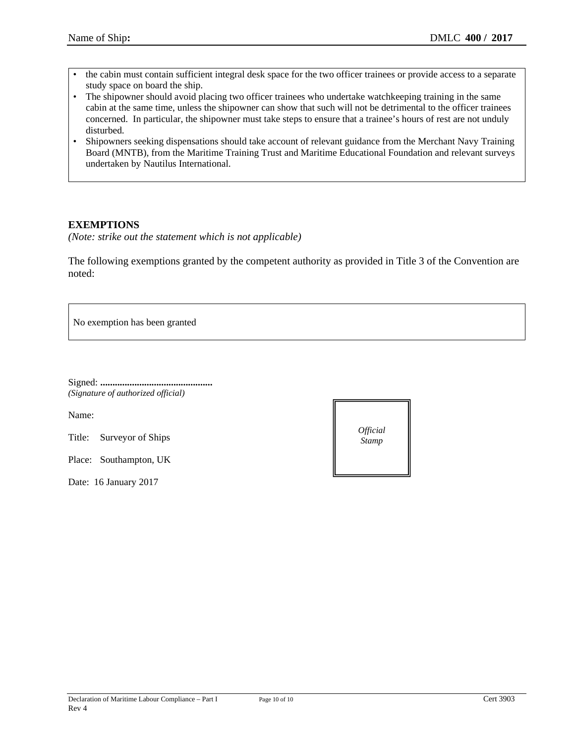- the cabin must contain sufficient integral desk space for the two officer trainees or provide access to a separate study space on board the ship.
- The shipowner should avoid placing two officer trainees who undertake watchkeeping training in the same cabin at the same time, unless the shipowner can show that such will not be detrimental to the officer trainees concerned. In particular, the shipowner must take steps to ensure that a trainee's hours of rest are not unduly disturbed.
- Shipowners seeking dispensations should take account of relevant guidance from the Merchant Navy Training Board (MNTB), from the Maritime Training Trust and Maritime Educational Foundation and relevant surveys undertaken by Nautilus International.

**EXEMPTIONS**

*(Note: strike out the statement which is not applicable)*

The following exemptions granted by the competent authority as provided in Title 3 of the Convention are noted:

No exemption has been granted

Signed: **.............................................**
*(Signature of authorized official)*

Name:

Title: Surveyor of Ships

Place: Southampton, UK

Date: 16 January 2017

*Official Stamp*